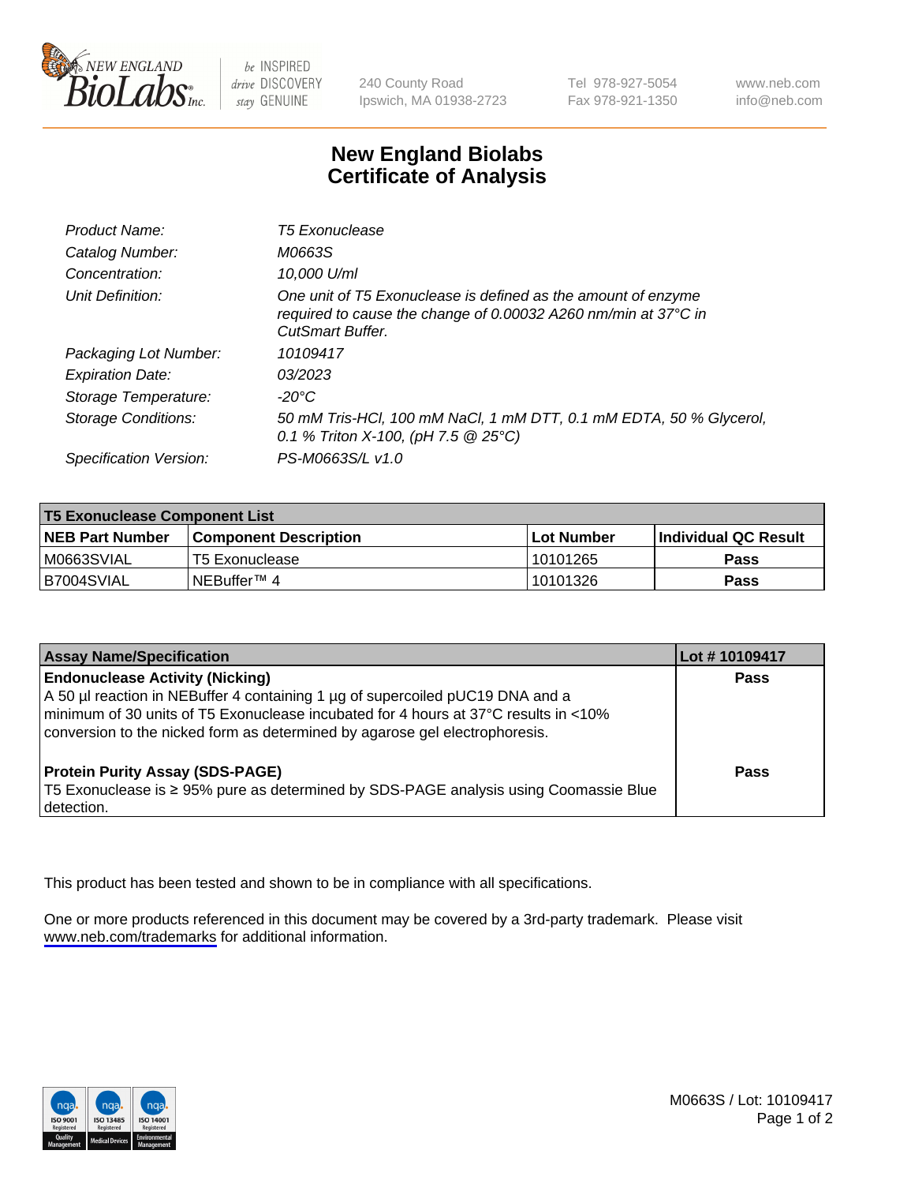New England BioLabs Inc. — be INSPIRED drive DISCOVERY stay GENUINE

240 County Road
Ipswich, MA 01938-2723

Tel 978-927-5054
Fax 978-921-1350

www.neb.com
info@neb.com

# New England Biolabs
# Certificate of Analysis

| | |
|---|---|
| *Product Name:* | *T5 Exonuclease* |
| *Catalog Number:* | *M0663S* |
| *Concentration:* | *10,000 U/ml* |
| *Unit Definition:* | *One unit of T5 Exonuclease is defined as the amount of enzyme required to cause the change of 0.00032 A260 nm/min at 37°C in CutSmart Buffer.* |
| *Packaging Lot Number:* | *10109417* |
| *Expiration Date:* | *03/2023* |
| *Storage Temperature:* | *-20°C* |
| *Storage Conditions:* | *50 mM Tris-HCl, 100 mM NaCl, 1 mM DTT, 0.1 mM EDTA, 50 % Glycerol, 0.1 % Triton X-100, (pH 7.5 @ 25°C)* |
| *Specification Version:* | *PS-M0663S/L v1.0* |

| **T5 Exonuclease Component List** | | | |
|---|---|---|---|
| **NEB Part Number** | **Component Description** | **Lot Number** | **Individual QC Result** |
| M0663SVIAL | T5 Exonuclease | 10101265 | **Pass** |
| B7004SVIAL | NEBuffer™ 4 | 10101326 | **Pass** |

| **Assay Name/Specification** | **Lot # 10109417** |
|---|---|
| **Endonuclease Activity (Nicking)**<br>A 50 µl reaction in NEBuffer 4 containing 1 µg of supercoiled pUC19 DNA and a minimum of 30 units of T5 Exonuclease incubated for 4 hours at 37°C results in <10% conversion to the nicked form as determined by agarose gel electrophoresis. | **Pass** |
| **Protein Purity Assay (SDS-PAGE)**<br>T5 Exonuclease is ≥ 95% pure as determined by SDS-PAGE analysis using Coomassie Blue detection. | **Pass** |

This product has been tested and shown to be in compliance with all specifications.

One or more products referenced in this document may be covered by a 3rd-party trademark. Please visit www.neb.com/trademarks for additional information.

M0663S / Lot: 10109417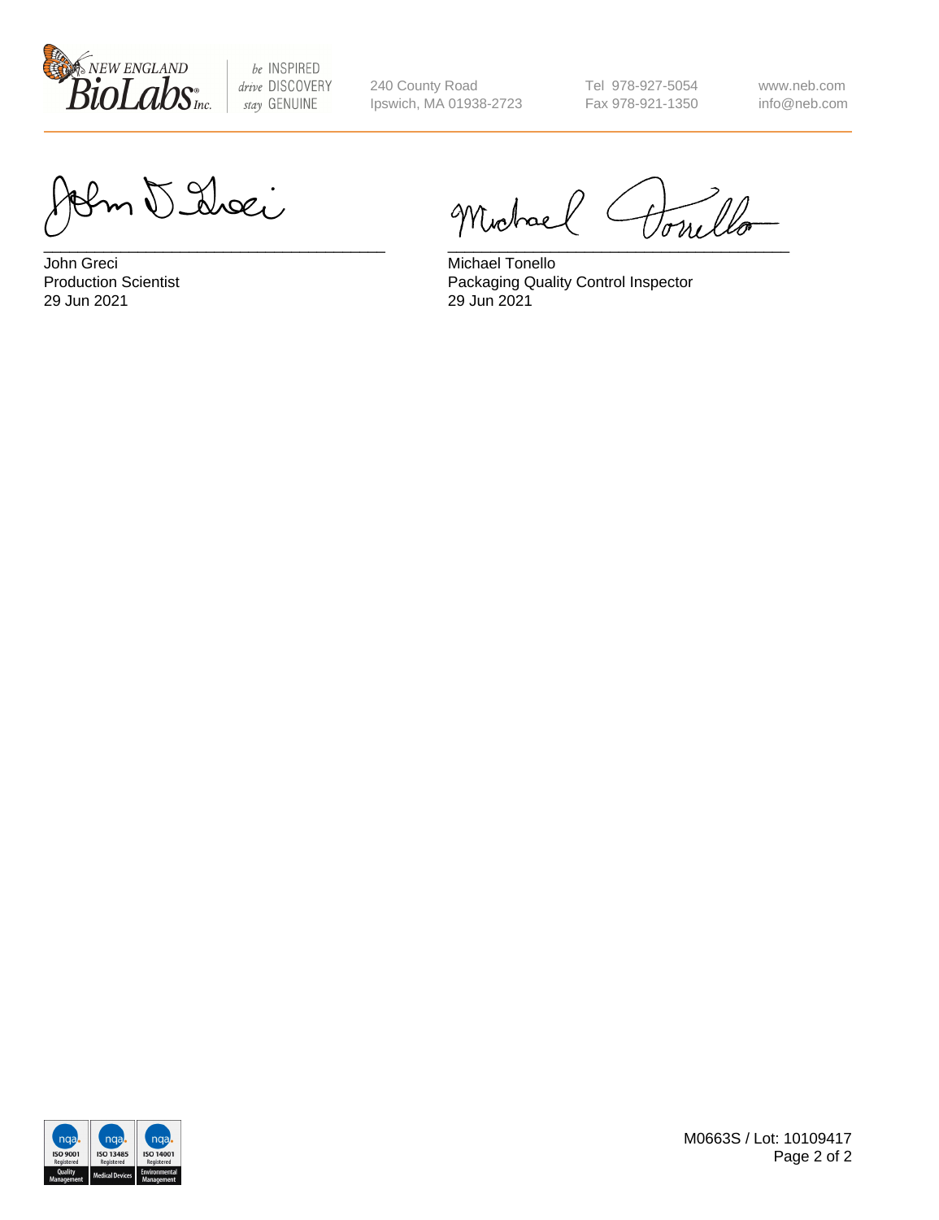John Greci
Production Scientist
29 Jun 2021

Michael Tonello
Packaging Quality Control Inspector
29 Jun 2021

M0663S / Lot: 10109417